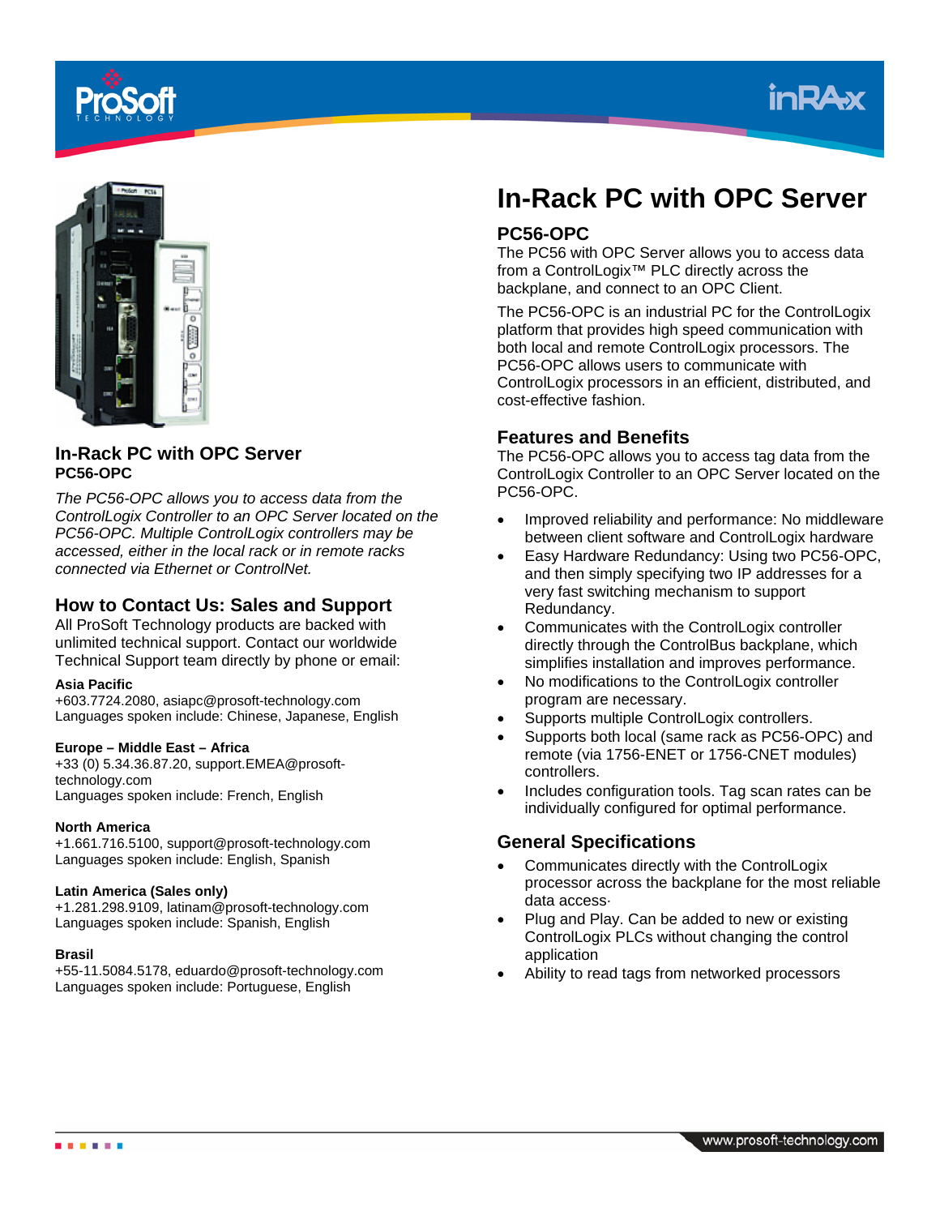# In-Rack PC with OPC Server

## PC56-OPC

The PC56 with OPC Server allows you to access data from a ControlLogix™ PLC directly across the backplane, and connect to an OPC Client.

The PC56-OPC is an industrial PC for the ControlLogix platform that provides high speed communication with both local and remote ControlLogix processors. The PC56-OPC allows users to communicate with ControlLogix processors in an efficient, distributed, and cost-effective fashion.

## In-Rack PC with OPC Server

**PC56-OPC**

*The PC56-OPC allows you to access data from the ControlLogix Controller to an OPC Server located on the PC56-OPC. Multiple ControlLogix controllers may be accessed, either in the local rack or in remote racks connected via Ethernet or ControlNet.*

## How to Contact Us: Sales and Support

All ProSoft Technology products are backed with unlimited technical support. Contact our worldwide Technical Support team directly by phone or email:

**Asia Pacific**
+603.7724.2080, asiapc@prosoft-technology.com
Languages spoken include: Chinese, Japanese, English

**Europe – Middle East – Africa**
+33 (0) 5.34.36.87.20, support.EMEA@prosoft-technology.com
Languages spoken include: French, English

**North America**
+1.661.716.5100, support@prosoft-technology.com
Languages spoken include: English, Spanish

**Latin America (Sales only)**
+1.281.298.9109, latinam@prosoft-technology.com
Languages spoken include: Spanish, English

**Brasil**
+55-11.5084.5178, eduardo@prosoft-technology.com
Languages spoken include: Portuguese, English

## Features and Benefits

The PC56-OPC allows you to access tag data from the ControlLogix Controller to an OPC Server located on the PC56-OPC.

- Improved reliability and performance: No middleware between client software and ControlLogix hardware
- Easy Hardware Redundancy: Using two PC56-OPC, and then simply specifying two IP addresses for a very fast switching mechanism to support Redundancy.
- Communicates with the ControlLogix controller directly through the ControlBus backplane, which simplifies installation and improves performance.
- No modifications to the ControlLogix controller program are necessary.
- Supports multiple ControlLogix controllers.
- Supports both local (same rack as PC56-OPC) and remote (via 1756-ENET or 1756-CNET modules) controllers.
- Includes configuration tools. Tag scan rates can be individually configured for optimal performance.

## General Specifications

- Communicates directly with the ControlLogix processor across the backplane for the most reliable data access.
- Plug and Play. Can be added to new or existing ControlLogix PLCs without changing the control application
- Ability to read tags from networked processors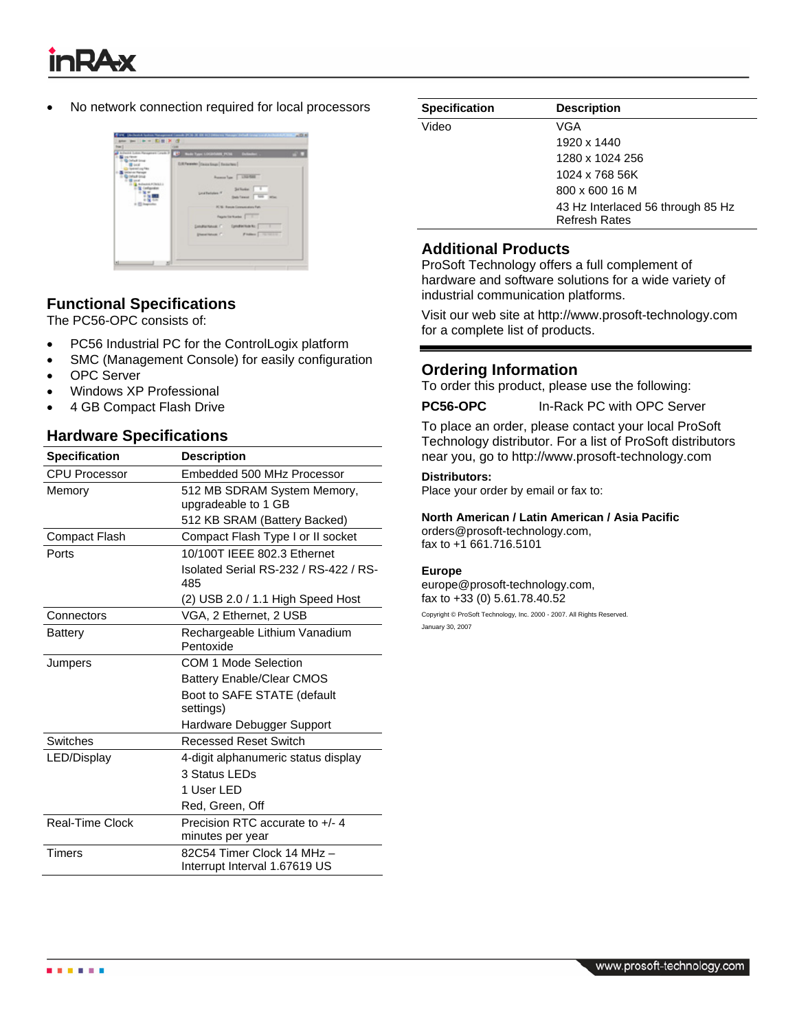- No network connection required for local processors

## Functional Specifications

The PC56-OPC consists of:

- PC56 Industrial PC for the ControlLogix platform
- SMC (Management Console) for easily configuration
- OPC Server
- Windows XP Professional
- 4 GB Compact Flash Drive

## Hardware Specifications

| Specification | Description |
|---|---|
| CPU Processor | Embedded 500 MHz Processor |
| Memory | 512 MB SDRAM System Memory, upgradeable to 1 GB |
| | 512 KB SRAM (Battery Backed) |
| Compact Flash | Compact Flash Type I or II socket |
| Ports | 10/100T IEEE 802.3 Ethernet |
| | Isolated Serial RS-232 / RS-422 / RS-485 |
| | (2) USB 2.0 / 1.1 High Speed Host |
| Connectors | VGA, 2 Ethernet, 2 USB |
| Battery | Rechargeable Lithium Vanadium Pentoxide |
| Jumpers | COM 1 Mode Selection |
| | Battery Enable/Clear CMOS |
| | Boot to SAFE STATE (default settings) |
| | Hardware Debugger Support |
| Switches | Recessed Reset Switch |
| LED/Display | 4-digit alphanumeric status display |
| | 3 Status LEDs |
| | 1 User LED |
| | Red, Green, Off |
| Real-Time Clock | Precision RTC accurate to +/- 4 minutes per year |
| Timers | 82C54 Timer Clock 14 MHz – Interrupt Interval 1.67619 US |

| Specification | Description |
|---|---|
| Video | VGA |
| | 1920 x 1440 |
| | 1280 x 1024 256 |
| | 1024 x 768 56K |
| | 800 x 600 16 M |
| | 43 Hz Interlaced 56 through 85 Hz Refresh Rates |

## Additional Products

ProSoft Technology offers a full complement of hardware and software solutions for a wide variety of industrial communication platforms.

Visit our web site at http://www.prosoft-technology.com for a complete list of products.

## Ordering Information

To order this product, please use the following:

**PC56-OPC** In-Rack PC with OPC Server

To place an order, please contact your local ProSoft Technology distributor. For a list of ProSoft distributors near you, go to http://www.prosoft-technology.com

**Distributors:**

Place your order by email or fax to:

**North American / Latin American / Asia Pacific**

orders@prosoft-technology.com,
fax to +1 661.716.5101

**Europe**

europe@prosoft-technology.com,
fax to +33 (0) 5.61.78.40.52

Copyright © ProSoft Technology, Inc. 2000 - 2007. All Rights Reserved.

January 30, 2007